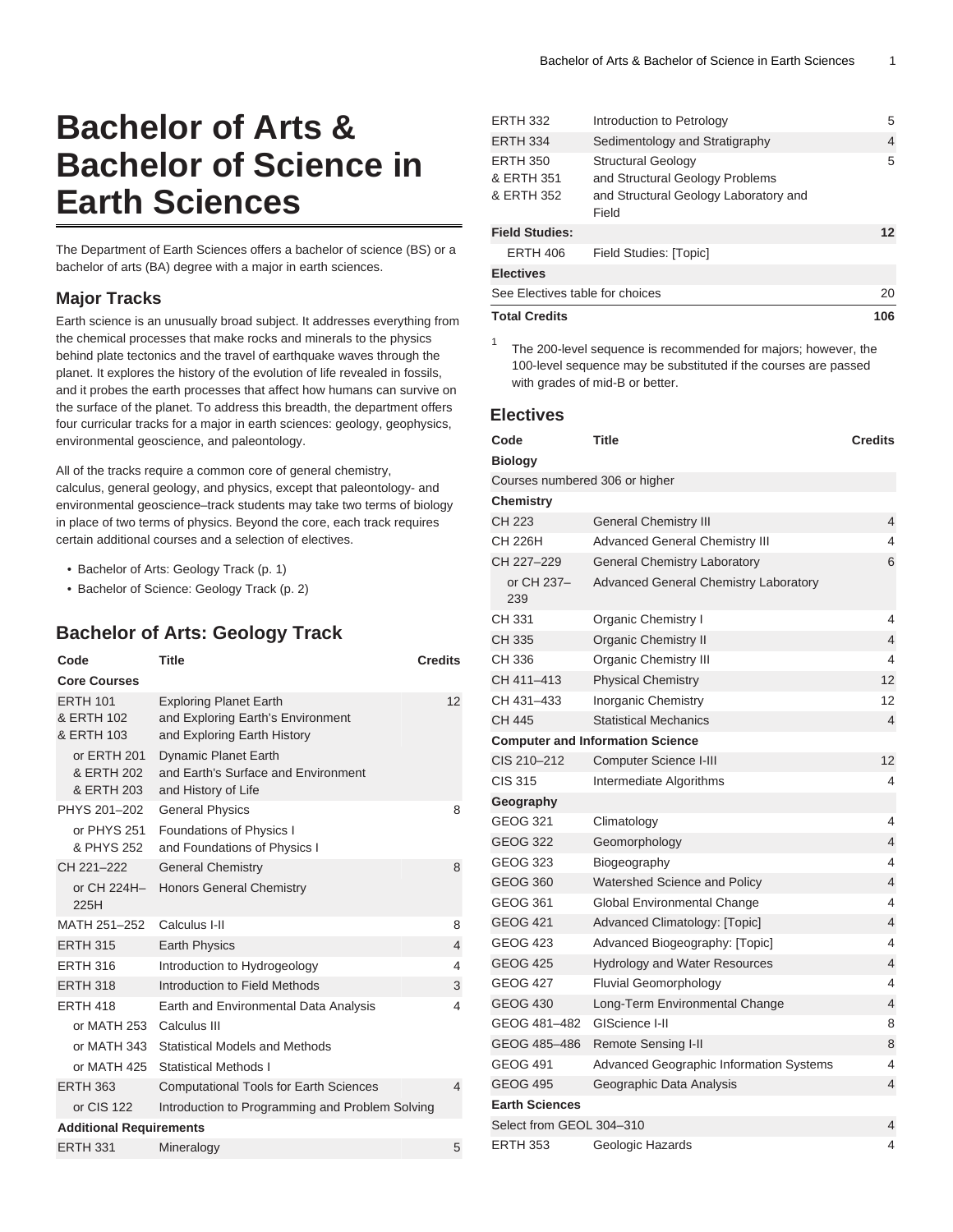# Bachelor of Arts & Bachelor of Science in Earth Sciences

The Department of Earth Sciences offers a bachelor of science (BS) or a bachelor of arts (BA) degree with a major in earth sciences.

## Major Tracks

Earth science is an unusually broad subject. It addresses everything from the chemical processes that make rocks and minerals to the physics behind plate tectonics and the travel of earthquake waves through the planet. It explores the history of the evolution of life revealed in fossils, and it probes the earth processes that affect how humans can survive on the surface of the planet. To address this breadth, the department offers four curricular tracks for a major in earth sciences: geology, geophysics, environmental geoscience, and paleontology.

All of the tracks require a common core of general chemistry, calculus, general geology, and physics, except that paleontology- and environmental geoscience–track students may take two terms of biology in place of two terms of physics. Beyond the core, each track requires certain additional courses and a selection of electives.

- Bachelor of Arts: Geology Track (p. 1)
- Bachelor of Science: Geology Track (p. 2)

## Bachelor of Arts: Geology Track

| Code | Title | Credits |
|---|---|---|
| **Core Courses** | | |
| ERTH 101 & ERTH 102 & ERTH 103 | Exploring Planet Earth and Exploring Earth's Environment and Exploring Earth History | 12 |
| or ERTH 201 & ERTH 202 & ERTH 203 | Dynamic Planet Earth and Earth's Surface and Environment and History of Life | |
| PHYS 201–202 | General Physics | 8 |
| or PHYS 251 & PHYS 252 | Foundations of Physics I and Foundations of Physics I | |
| CH 221–222 | General Chemistry | 8 |
| or CH 224H–225H | Honors General Chemistry | |
| MATH 251–252 | Calculus I-II | 8 |
| ERTH 315 | Earth Physics | 4 |
| ERTH 316 | Introduction to Hydrogeology | 4 |
| ERTH 318 | Introduction to Field Methods | 3 |
| ERTH 418 | Earth and Environmental Data Analysis | 4 |
| or MATH 253 | Calculus III | |
| or MATH 343 | Statistical Models and Methods | |
| or MATH 425 | Statistical Methods I | |
| ERTH 363 | Computational Tools for Earth Sciences | 4 |
| or CIS 122 | Introduction to Programming and Problem Solving | |
| **Additional Requirements** | | |
| ERTH 331 | Mineralogy | 5 |
| ERTH 332 | Introduction to Petrology | 5 |
| ERTH 334 | Sedimentology and Stratigraphy | 4 |
| ERTH 350 & ERTH 351 & ERTH 352 | Structural Geology and Structural Geology Problems and Structural Geology Laboratory and Field | 5 |
| **Field Studies:** | | **12** |
| ERTH 406 | Field Studies: [Topic] | |
| **Electives** | | |
| See Electives table for choices | | 20 |
| **Total Credits** | | **106** |

1 The 200-level sequence is recommended for majors; however, the 100-level sequence may be substituted if the courses are passed with grades of mid-B or better.

### Electives

| Code | Title | Credits |
|---|---|---|
| **Biology** | | |
| Courses numbered 306 or higher | | |
| **Chemistry** | | |
| CH 223 | General Chemistry III | 4 |
| CH 226H | Advanced General Chemistry III | 4 |
| CH 227–229 | General Chemistry Laboratory | 6 |
| or CH 237–239 | Advanced General Chemistry Laboratory | |
| CH 331 | Organic Chemistry I | 4 |
| CH 335 | Organic Chemistry II | 4 |
| CH 336 | Organic Chemistry III | 4 |
| CH 411–413 | Physical Chemistry | 12 |
| CH 431–433 | Inorganic Chemistry | 12 |
| CH 445 | Statistical Mechanics | 4 |
| **Computer and Information Science** | | |
| CIS 210–212 | Computer Science I-III | 12 |
| CIS 315 | Intermediate Algorithms | 4 |
| **Geography** | | |
| GEOG 321 | Climatology | 4 |
| GEOG 322 | Geomorphology | 4 |
| GEOG 323 | Biogeography | 4 |
| GEOG 360 | Watershed Science and Policy | 4 |
| GEOG 361 | Global Environmental Change | 4 |
| GEOG 421 | Advanced Climatology: [Topic] | 4 |
| GEOG 423 | Advanced Biogeography: [Topic] | 4 |
| GEOG 425 | Hydrology and Water Resources | 4 |
| GEOG 427 | Fluvial Geomorphology | 4 |
| GEOG 430 | Long-Term Environmental Change | 4 |
| GEOG 481–482 | GIScience I-II | 8 |
| GEOG 485–486 | Remote Sensing I-II | 8 |
| GEOG 491 | Advanced Geographic Information Systems | 4 |
| GEOG 495 | Geographic Data Analysis | 4 |
| **Earth Sciences** | | |
| Select from GEOL 304–310 | | 4 |
| ERTH 353 | Geologic Hazards | 4 |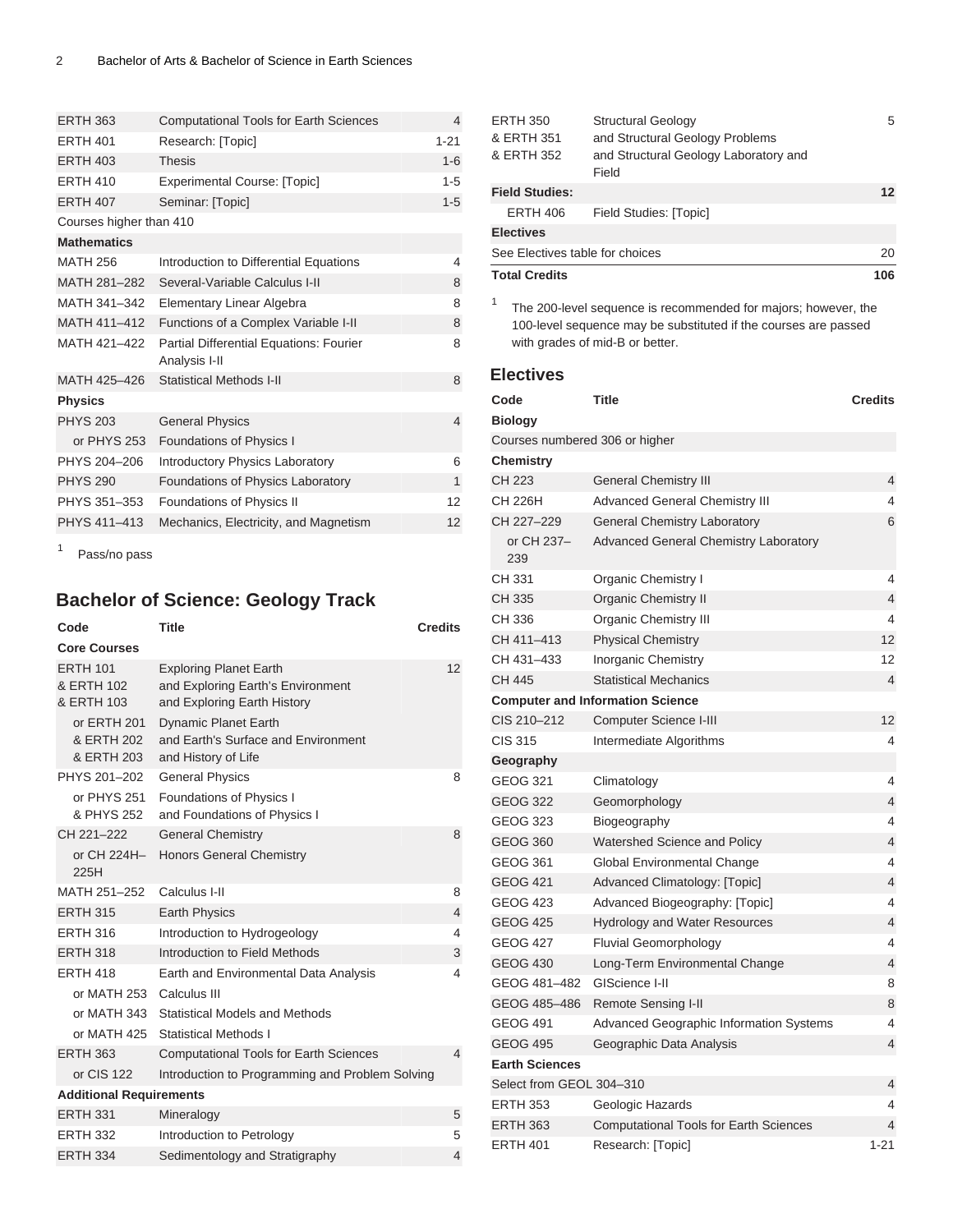| | | |
|---|---|---|
| ERTH 363 | Computational Tools for Earth Sciences | 4 |
| ERTH 401 | Research: [Topic] | 1-21 |
| ERTH 403 | Thesis | 1-6 |
| ERTH 410 | Experimental Course: [Topic] | 1-5 |
| ERTH 407 | Seminar: [Topic] | 1-5 |
| Courses higher than 410 | | |
| **Mathematics** | | |
| MATH 256 | Introduction to Differential Equations | 4 |
| MATH 281–282 | Several-Variable Calculus I-II | 8 |
| MATH 341–342 | Elementary Linear Algebra | 8 |
| MATH 411–412 | Functions of a Complex Variable I-II | 8 |
| MATH 421–422 | Partial Differential Equations: Fourier Analysis I-II | 8 |
| MATH 425–426 | Statistical Methods I-II | 8 |
| **Physics** | | |
| PHYS 203 | General Physics | 4 |
| or PHYS 253 | Foundations of Physics I | |
| PHYS 204–206 | Introductory Physics Laboratory | 6 |
| PHYS 290 | Foundations of Physics Laboratory | 1 |
| PHYS 351–353 | Foundations of Physics II | 12 |
| PHYS 411–413 | Mechanics, Electricity, and Magnetism | 12 |

[1] Pass/no pass

## Bachelor of Science: Geology Track

| Code | Title | Credits |
|---|---|---|
| **Core Courses** | | |
| ERTH 101 & ERTH 102 & ERTH 103 | Exploring Planet Earth and Exploring Earth's Environment and Exploring Earth History | 12 |
| or ERTH 201 & ERTH 202 & ERTH 203 | Dynamic Planet Earth and Earth's Surface and Environment and History of Life | |
| PHYS 201–202 | General Physics | 8 |
| or PHYS 251 & PHYS 252 | Foundations of Physics I and Foundations of Physics I | |
| CH 221–222 | General Chemistry | 8 |
| or CH 224H–225H | Honors General Chemistry | |
| MATH 251–252 | Calculus I-II | 8 |
| ERTH 315 | Earth Physics | 4 |
| ERTH 316 | Introduction to Hydrogeology | 4 |
| ERTH 318 | Introduction to Field Methods | 3 |
| ERTH 418 | Earth and Environmental Data Analysis | 4 |
| or MATH 253 | Calculus III | |
| or MATH 343 | Statistical Models and Methods | |
| or MATH 425 | Statistical Methods I | |
| ERTH 363 | Computational Tools for Earth Sciences | 4 |
| or CIS 122 | Introduction to Programming and Problem Solving | |
| **Additional Requirements** | | |
| ERTH 331 | Mineralogy | 5 |
| ERTH 332 | Introduction to Petrology | 5 |
| ERTH 334 | Sedimentology and Stratigraphy | 4 |
| ERTH 350 & ERTH 351 & ERTH 352 | Structural Geology and Structural Geology Problems and Structural Geology Laboratory and Field | 5 |
| **Field Studies:** | | **12** |
| ERTH 406 | Field Studies: [Topic] | |
| **Electives** | | |
| See Electives table for choices | | 20 |
| **Total Credits** | | **106** |

[1] The 200-level sequence is recommended for majors; however, the 100-level sequence may be substituted if the courses are passed with grades of mid-B or better.

### Electives

| Code | Title | Credits |
|---|---|---|
| **Biology** | | |
| Courses numbered 306 or higher | | |
| **Chemistry** | | |
| CH 223 | General Chemistry III | 4 |
| CH 226H | Advanced General Chemistry III | 4 |
| CH 227–229 | General Chemistry Laboratory | 6 |
| or CH 237–239 | Advanced General Chemistry Laboratory | |
| CH 331 | Organic Chemistry I | 4 |
| CH 335 | Organic Chemistry II | 4 |
| CH 336 | Organic Chemistry III | 4 |
| CH 411–413 | Physical Chemistry | 12 |
| CH 431–433 | Inorganic Chemistry | 12 |
| CH 445 | Statistical Mechanics | 4 |
| **Computer and Information Science** | | |
| CIS 210–212 | Computer Science I-III | 12 |
| CIS 315 | Intermediate Algorithms | 4 |
| **Geography** | | |
| GEOG 321 | Climatology | 4 |
| GEOG 322 | Geomorphology | 4 |
| GEOG 323 | Biogeography | 4 |
| GEOG 360 | Watershed Science and Policy | 4 |
| GEOG 361 | Global Environmental Change | 4 |
| GEOG 421 | Advanced Climatology: [Topic] | 4 |
| GEOG 423 | Advanced Biogeography: [Topic] | 4 |
| GEOG 425 | Hydrology and Water Resources | 4 |
| GEOG 427 | Fluvial Geomorphology | 4 |
| GEOG 430 | Long-Term Environmental Change | 4 |
| GEOG 481–482 | GIScience I-II | 8 |
| GEOG 485–486 | Remote Sensing I-II | 8 |
| GEOG 491 | Advanced Geographic Information Systems | 4 |
| GEOG 495 | Geographic Data Analysis | 4 |
| **Earth Sciences** | | |
| Select from GEOL 304–310 | | 4 |
| ERTH 353 | Geologic Hazards | 4 |
| ERTH 363 | Computational Tools for Earth Sciences | 4 |
| ERTH 401 | Research: [Topic] | 1-21 |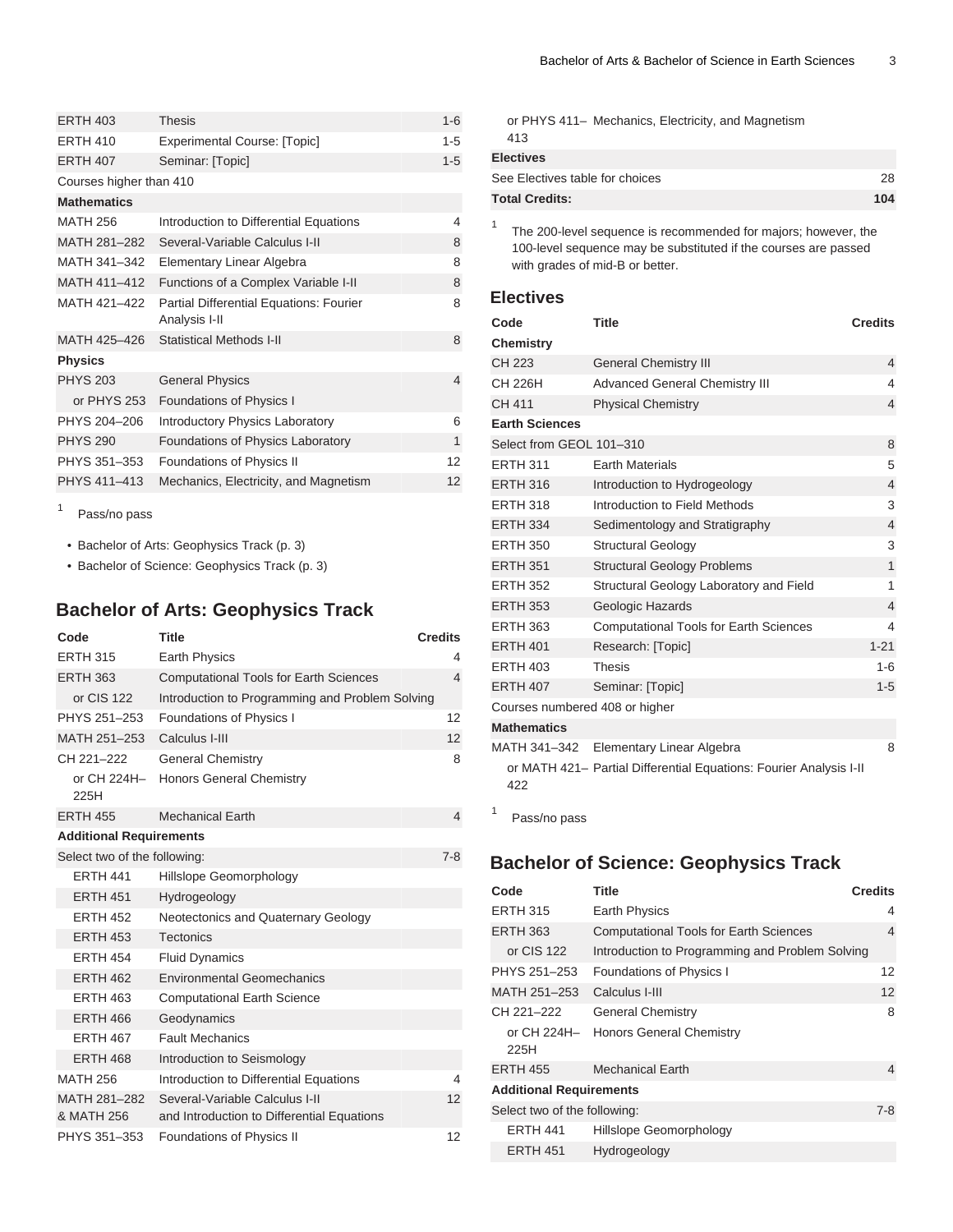| | | |
|---|---|---|
| ERTH 403 | Thesis | 1-6 |
| ERTH 410 | Experimental Course: [Topic] | 1-5 |
| ERTH 407 | Seminar: [Topic] | 1-5 |
| Courses higher than 410 | | |
| **Mathematics** | | |
| MATH 256 | Introduction to Differential Equations | 4 |
| MATH 281–282 | Several-Variable Calculus I-II | 8 |
| MATH 341–342 | Elementary Linear Algebra | 8 |
| MATH 411–412 | Functions of a Complex Variable I-II | 8 |
| MATH 421–422 | Partial Differential Equations: Fourier Analysis I-II | 8 |
| MATH 425–426 | Statistical Methods I-II | 8 |
| **Physics** | | |
| PHYS 203 | General Physics | 4 |
| or PHYS 253 | Foundations of Physics I | |
| PHYS 204–206 | Introductory Physics Laboratory | 6 |
| PHYS 290 | Foundations of Physics Laboratory | 1 |
| PHYS 351–353 | Foundations of Physics II | 12 |
| PHYS 411–413 | Mechanics, Electricity, and Magnetism | 12 |

1 Pass/no pass

- Bachelor of Arts: Geophysics Track (p. 3)
- Bachelor of Science: Geophysics Track (p. 3)

## Bachelor of Arts: Geophysics Track

| Code | Title | Credits |
|---|---|---|
| ERTH 315 | Earth Physics | 4 |
| ERTH 363 | Computational Tools for Earth Sciences | 4 |
| or CIS 122 | Introduction to Programming and Problem Solving | |
| PHYS 251–253 | Foundations of Physics I | 12 |
| MATH 251–253 | Calculus I-III | 12 |
| CH 221–222 | General Chemistry | 8 |
| or CH 224H–225H | Honors General Chemistry | |
| ERTH 455 | Mechanical Earth | 4 |
| **Additional Requirements** | | |
| Select two of the following: | | 7-8 |
| ERTH 441 | Hillslope Geomorphology | |
| ERTH 451 | Hydrogeology | |
| ERTH 452 | Neotectonics and Quaternary Geology | |
| ERTH 453 | Tectonics | |
| ERTH 454 | Fluid Dynamics | |
| ERTH 462 | Environmental Geomechanics | |
| ERTH 463 | Computational Earth Science | |
| ERTH 466 | Geodynamics | |
| ERTH 467 | Fault Mechanics | |
| ERTH 468 | Introduction to Seismology | |
| MATH 256 | Introduction to Differential Equations | 4 |
| MATH 281–282 & MATH 256 | Several-Variable Calculus I-II and Introduction to Differential Equations | 12 |
| PHYS 351–353 | Foundations of Physics II | 12 |
| or PHYS 411–413 | Mechanics, Electricity, and Magnetism | |
| **Electives** | | |
| See Electives table for choices | | 28 |
| **Total Credits:** | | **104** |

1 The 200-level sequence is recommended for majors; however, the 100-level sequence may be substituted if the courses are passed with grades of mid-B or better.

### Electives

| Code | Title | Credits |
|---|---|---|
| **Chemistry** | | |
| CH 223 | General Chemistry III | 4 |
| CH 226H | Advanced General Chemistry III | 4 |
| CH 411 | Physical Chemistry | 4 |
| **Earth Sciences** | | |
| Select from GEOL 101–310 | | 8 |
| ERTH 311 | Earth Materials | 5 |
| ERTH 316 | Introduction to Hydrogeology | 4 |
| ERTH 318 | Introduction to Field Methods | 3 |
| ERTH 334 | Sedimentology and Stratigraphy | 4 |
| ERTH 350 | Structural Geology | 3 |
| ERTH 351 | Structural Geology Problems | 1 |
| ERTH 352 | Structural Geology Laboratory and Field | 1 |
| ERTH 353 | Geologic Hazards | 4 |
| ERTH 363 | Computational Tools for Earth Sciences | 4 |
| ERTH 401 | Research: [Topic] | 1-21 |
| ERTH 403 | Thesis | 1-6 |
| ERTH 407 | Seminar: [Topic] | 1-5 |
| Courses numbered 408 or higher | | |
| **Mathematics** | | |
| MATH 341–342 | Elementary Linear Algebra | 8 |
| or MATH 421–422 | Partial Differential Equations: Fourier Analysis I-II | |

1 Pass/no pass

## Bachelor of Science: Geophysics Track

| Code | Title | Credits |
|---|---|---|
| ERTH 315 | Earth Physics | 4 |
| ERTH 363 | Computational Tools for Earth Sciences | 4 |
| or CIS 122 | Introduction to Programming and Problem Solving | |
| PHYS 251–253 | Foundations of Physics I | 12 |
| MATH 251–253 | Calculus I-III | 12 |
| CH 221–222 | General Chemistry | 8 |
| or CH 224H–225H | Honors General Chemistry | |
| ERTH 455 | Mechanical Earth | 4 |
| **Additional Requirements** | | |
| Select two of the following: | | 7-8 |
| ERTH 441 | Hillslope Geomorphology | |
| ERTH 451 | Hydrogeology | |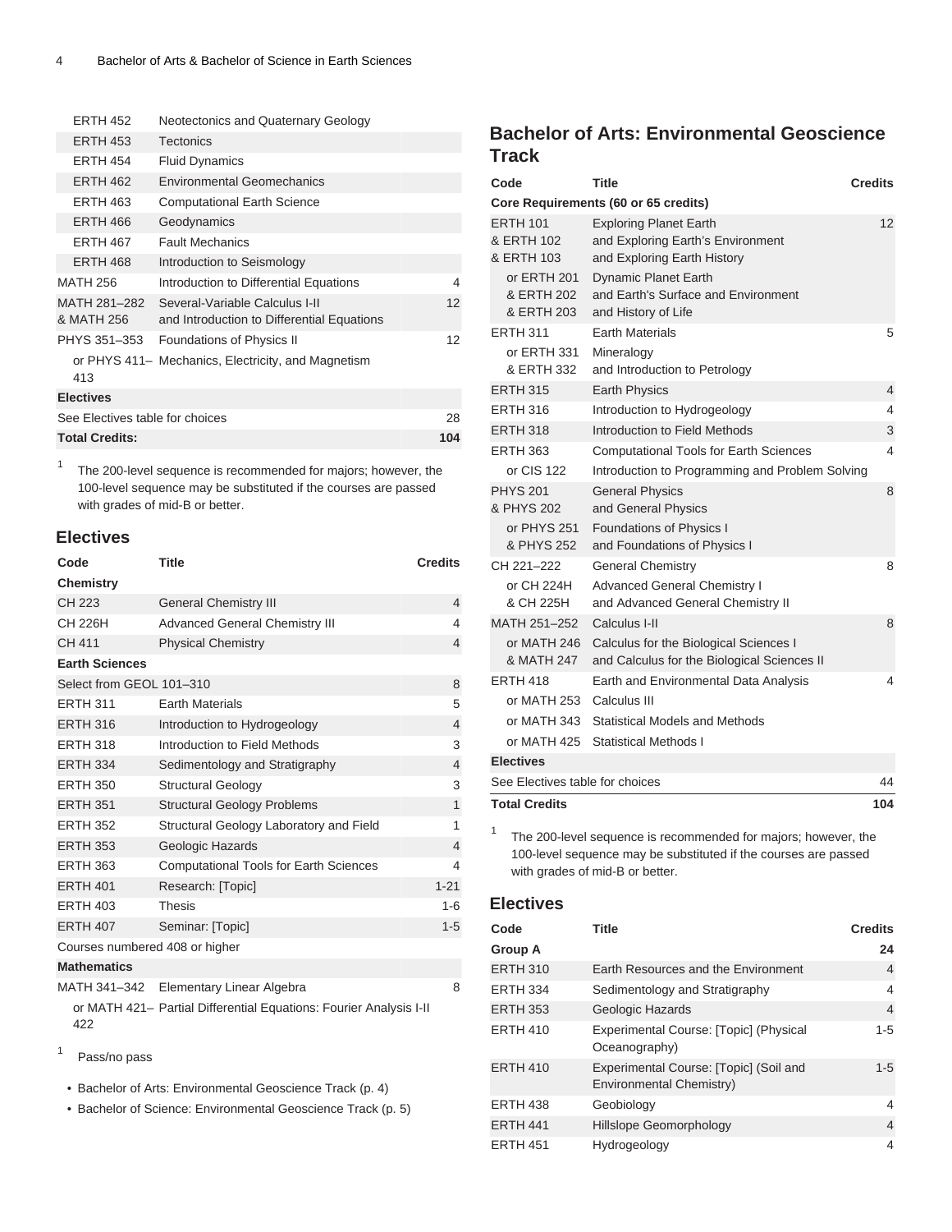| Code | Title | Credits |
|---|---|---|
| ERTH 452 | Neotectonics and Quaternary Geology | |
| ERTH 453 | Tectonics | |
| ERTH 454 | Fluid Dynamics | |
| ERTH 462 | Environmental Geomechanics | |
| ERTH 463 | Computational Earth Science | |
| ERTH 466 | Geodynamics | |
| ERTH 467 | Fault Mechanics | |
| ERTH 468 | Introduction to Seismology | |
| MATH 256 | Introduction to Differential Equations | 4 |
| MATH 281–282 & MATH 256 | Several-Variable Calculus I-II and Introduction to Differential Equations | 12 |
| PHYS 351–353 | Foundations of Physics II | 12 |
| or PHYS 411–413 | Mechanics, Electricity, and Magnetism | |
| **Electives** | | |
| See Electives table for choices | | 28 |
| **Total Credits:** | | **104** |

1 The 200-level sequence is recommended for majors; however, the 100-level sequence may be substituted if the courses are passed with grades of mid-B or better.

## Electives

| Code | Title | Credits |
|---|---|---|
| **Chemistry** | | |
| CH 223 | General Chemistry III | 4 |
| CH 226H | Advanced General Chemistry III | 4 |
| CH 411 | Physical Chemistry | 4 |
| **Earth Sciences** | | |
| Select from GEOL 101–310 | | 8 |
| ERTH 311 | Earth Materials | 5 |
| ERTH 316 | Introduction to Hydrogeology | 4 |
| ERTH 318 | Introduction to Field Methods | 3 |
| ERTH 334 | Sedimentology and Stratigraphy | 4 |
| ERTH 350 | Structural Geology | 3 |
| ERTH 351 | Structural Geology Problems | 1 |
| ERTH 352 | Structural Geology Laboratory and Field | 1 |
| ERTH 353 | Geologic Hazards | 4 |
| ERTH 363 | Computational Tools for Earth Sciences | 4 |
| ERTH 401 | Research: [Topic] | 1-21 |
| ERTH 403 | Thesis | 1-6 |
| ERTH 407 | Seminar: [Topic] | 1-5 |
| Courses numbered 408 or higher | | |
| **Mathematics** | | |
| MATH 341–342 | Elementary Linear Algebra | 8 |
| or MATH 421–422 | Partial Differential Equations: Fourier Analysis I-II | |

1 Pass/no pass

- Bachelor of Arts: Environmental Geoscience Track (p. 4)
- Bachelor of Science: Environmental Geoscience Track (p. 5)

## Bachelor of Arts: Environmental Geoscience Track

| Code | Title | Credits |
|---|---|---|
| **Core Requirements (60 or 65 credits)** | | |
| ERTH 101 & ERTH 102 & ERTH 103 | Exploring Planet Earth and Exploring Earth's Environment and Exploring Earth History | 12 |
| or ERTH 201 & ERTH 202 & ERTH 203 | Dynamic Planet Earth and Earth's Surface and Environment and History of Life | |
| ERTH 311 | Earth Materials | 5 |
| or ERTH 331 & ERTH 332 | Mineralogy and Introduction to Petrology | |
| ERTH 315 | Earth Physics | 4 |
| ERTH 316 | Introduction to Hydrogeology | 4 |
| ERTH 318 | Introduction to Field Methods | 3 |
| ERTH 363 | Computational Tools for Earth Sciences | 4 |
| or CIS 122 | Introduction to Programming and Problem Solving | |
| PHYS 201 & PHYS 202 | General Physics and General Physics | 8 |
| or PHYS 251 & PHYS 252 | Foundations of Physics I and Foundations of Physics I | |
| CH 221–222 | General Chemistry | 8 |
| or CH 224H & CH 225H | Advanced General Chemistry I and Advanced General Chemistry II | |
| MATH 251–252 | Calculus I-II | 8 |
| or MATH 246 & MATH 247 | Calculus for the Biological Sciences I and Calculus for the Biological Sciences II | |
| ERTH 418 | Earth and Environmental Data Analysis | 4 |
| or MATH 253 | Calculus III | |
| or MATH 343 | Statistical Models and Methods | |
| or MATH 425 | Statistical Methods I | |
| **Electives** | | |
| See Electives table for choices | | 44 |
| **Total Credits** | | **104** |

1 The 200-level sequence is recommended for majors; however, the 100-level sequence may be substituted if the courses are passed with grades of mid-B or better.

## Electives

| Code | Title | Credits |
|---|---|---|
| **Group A** | | **24** |
| ERTH 310 | Earth Resources and the Environment | 4 |
| ERTH 334 | Sedimentology and Stratigraphy | 4 |
| ERTH 353 | Geologic Hazards | 4 |
| ERTH 410 | Experimental Course: [Topic] (Physical Oceanography) | 1-5 |
| ERTH 410 | Experimental Course: [Topic] (Soil and Environmental Chemistry) | 1-5 |
| ERTH 438 | Geobiology | 4 |
| ERTH 441 | Hillslope Geomorphology | 4 |
| ERTH 451 | Hydrogeology | 4 |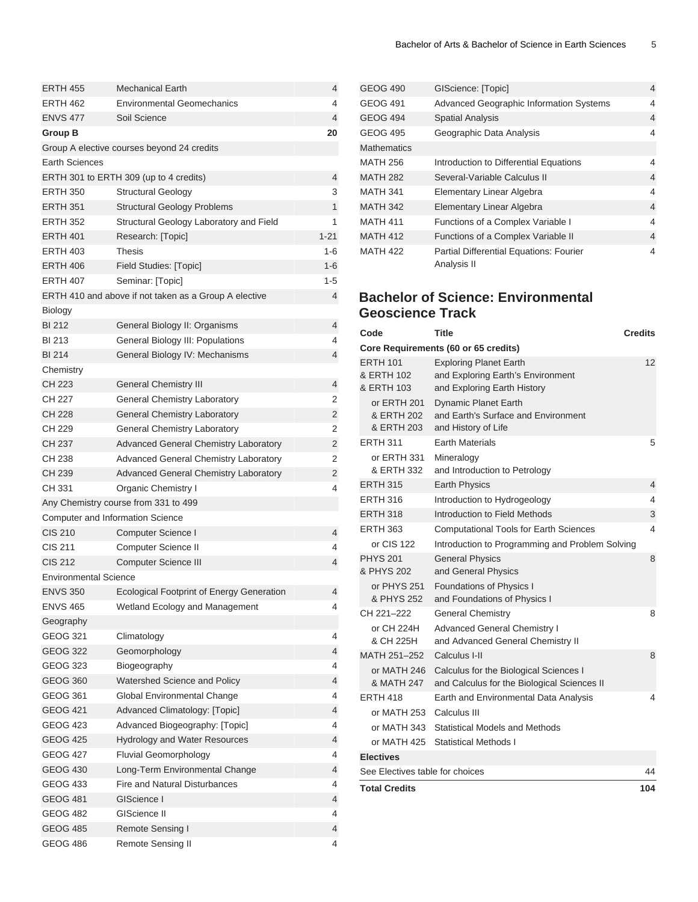| | | |
|---|---|---|
| ERTH 455 | Mechanical Earth | 4 |
| ERTH 462 | Environmental Geomechanics | 4 |
| ENVS 477 | Soil Science | 4 |
| **Group B** | | **20** |
| Group A elective courses beyond 24 credits | | |
| Earth Sciences | | |
| ERTH 301 to ERTH 309 (up to 4 credits) | | 4 |
| ERTH 350 | Structural Geology | 3 |
| ERTH 351 | Structural Geology Problems | 1 |
| ERTH 352 | Structural Geology Laboratory and Field | 1 |
| ERTH 401 | Research: [Topic] | 1-21 |
| ERTH 403 | Thesis | 1-6 |
| ERTH 406 | Field Studies: [Topic] | 1-6 |
| ERTH 407 | Seminar: [Topic] | 1-5 |
| ERTH 410 and above if not taken as a Group A elective | | 4 |
| Biology | | |
| BI 212 | General Biology II: Organisms | 4 |
| BI 213 | General Biology III: Populations | 4 |
| BI 214 | General Biology IV: Mechanisms | 4 |
| Chemistry | | |
| CH 223 | General Chemistry III | 4 |
| CH 227 | General Chemistry Laboratory | 2 |
| CH 228 | General Chemistry Laboratory | 2 |
| CH 229 | General Chemistry Laboratory | 2 |
| CH 237 | Advanced General Chemistry Laboratory | 2 |
| CH 238 | Advanced General Chemistry Laboratory | 2 |
| CH 239 | Advanced General Chemistry Laboratory | 2 |
| CH 331 | Organic Chemistry I | 4 |
| Any Chemistry course from 331 to 499 | | |
| Computer and Information Science | | |
| CIS 210 | Computer Science I | 4 |
| CIS 211 | Computer Science II | 4 |
| CIS 212 | Computer Science III | 4 |
| Environmental Science | | |
| ENVS 350 | Ecological Footprint of Energy Generation | 4 |
| ENVS 465 | Wetland Ecology and Management | 4 |
| Geography | | |
| GEOG 321 | Climatology | 4 |
| GEOG 322 | Geomorphology | 4 |
| GEOG 323 | Biogeography | 4 |
| GEOG 360 | Watershed Science and Policy | 4 |
| GEOG 361 | Global Environmental Change | 4 |
| GEOG 421 | Advanced Climatology: [Topic] | 4 |
| GEOG 423 | Advanced Biogeography: [Topic] | 4 |
| GEOG 425 | Hydrology and Water Resources | 4 |
| GEOG 427 | Fluvial Geomorphology | 4 |
| GEOG 430 | Long-Term Environmental Change | 4 |
| GEOG 433 | Fire and Natural Disturbances | 4 |
| GEOG 481 | GIScience I | 4 |
| GEOG 482 | GIScience II | 4 |
| GEOG 485 | Remote Sensing I | 4 |
| GEOG 486 | Remote Sensing II | 4 |
| GEOG 490 | GIScience: [Topic] | 4 |
| GEOG 491 | Advanced Geographic Information Systems | 4 |
| GEOG 494 | Spatial Analysis | 4 |
| GEOG 495 | Geographic Data Analysis | 4 |
| Mathematics | | |
| MATH 256 | Introduction to Differential Equations | 4 |
| MATH 282 | Several-Variable Calculus II | 4 |
| MATH 341 | Elementary Linear Algebra | 4 |
| MATH 342 | Elementary Linear Algebra | 4 |
| MATH 411 | Functions of a Complex Variable I | 4 |
| MATH 412 | Functions of a Complex Variable II | 4 |
| MATH 422 | Partial Differential Equations: Fourier Analysis II | 4 |

## Bachelor of Science: Environmental Geoscience Track

| Code | Title | Credits |
|---|---|---|
| **Core Requirements (60 or 65 credits)** | | |
| ERTH 101 & ERTH 102 & ERTH 103 | Exploring Planet Earth and Exploring Earth's Environment and Exploring Earth History | 12 |
| or ERTH 201 & ERTH 202 & ERTH 203 | Dynamic Planet Earth and Earth's Surface and Environment and History of Life | |
| ERTH 311 | Earth Materials | 5 |
| or ERTH 331 & ERTH 332 | Mineralogy and Introduction to Petrology | |
| ERTH 315 | Earth Physics | 4 |
| ERTH 316 | Introduction to Hydrogeology | 4 |
| ERTH 318 | Introduction to Field Methods | 3 |
| ERTH 363 | Computational Tools for Earth Sciences | 4 |
| or CIS 122 | Introduction to Programming and Problem Solving | |
| PHYS 201 & PHYS 202 | General Physics and General Physics | 8 |
| or PHYS 251 & PHYS 252 | Foundations of Physics I and Foundations of Physics I | |
| CH 221–222 | General Chemistry | 8 |
| or CH 224H & CH 225H | Advanced General Chemistry I and Advanced General Chemistry II | |
| MATH 251–252 | Calculus I-II | 8 |
| or MATH 246 & MATH 247 | Calculus for the Biological Sciences I and Calculus for the Biological Sciences II | |
| ERTH 418 | Earth and Environmental Data Analysis | 4 |
| or MATH 253 | Calculus III | |
| or MATH 343 | Statistical Models and Methods | |
| or MATH 425 | Statistical Methods I | |
| **Electives** | | |
| See Electives table for choices | | 44 |
| **Total Credits** | | **104** |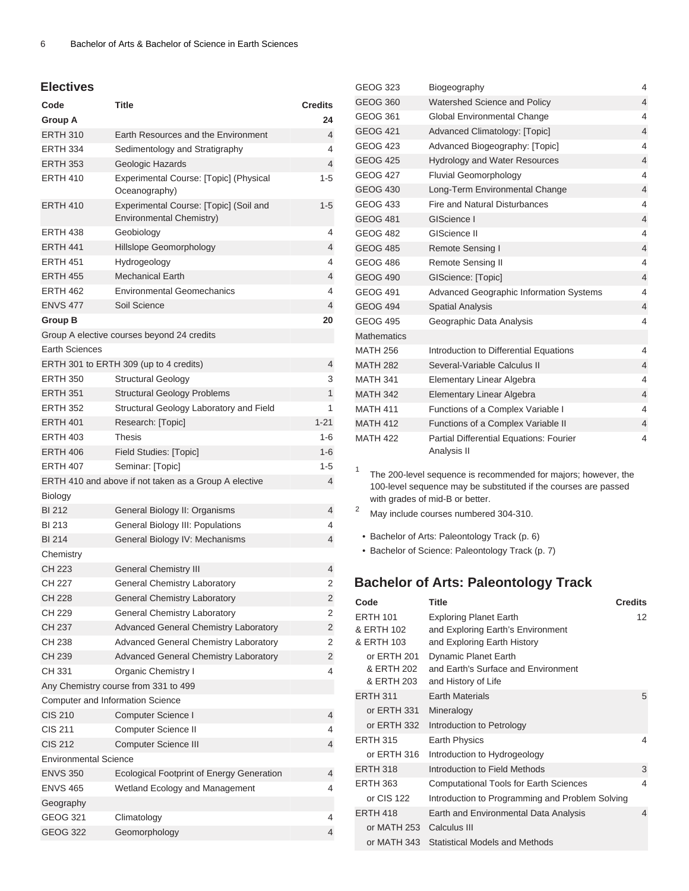## Electives

| Code | Title | Credits |
|---|---|---|
| **Group A** | | **24** |
| ERTH 310 | Earth Resources and the Environment | 4 |
| ERTH 334 | Sedimentology and Stratigraphy | 4 |
| ERTH 353 | Geologic Hazards | 4 |
| ERTH 410 | Experimental Course: [Topic] (Physical Oceanography) | 1-5 |
| ERTH 410 | Experimental Course: [Topic] (Soil and Environmental Chemistry) | 1-5 |
| ERTH 438 | Geobiology | 4 |
| ERTH 441 | Hillslope Geomorphology | 4 |
| ERTH 451 | Hydrogeology | 4 |
| ERTH 455 | Mechanical Earth | 4 |
| ERTH 462 | Environmental Geomechanics | 4 |
| ENVS 477 | Soil Science | 4 |
| **Group B** | | **20** |
| Group A elective courses beyond 24 credits | | |
| Earth Sciences | | |
| ERTH 301 to ERTH 309 (up to 4 credits) | | 4 |
| ERTH 350 | Structural Geology | 3 |
| ERTH 351 | Structural Geology Problems | 1 |
| ERTH 352 | Structural Geology Laboratory and Field | 1 |
| ERTH 401 | Research: [Topic] | 1-21 |
| ERTH 403 | Thesis | 1-6 |
| ERTH 406 | Field Studies: [Topic] | 1-6 |
| ERTH 407 | Seminar: [Topic] | 1-5 |
| ERTH 410 and above if not taken as a Group A elective | | 4 |
| Biology | | |
| BI 212 | General Biology II: Organisms | 4 |
| BI 213 | General Biology III: Populations | 4 |
| BI 214 | General Biology IV: Mechanisms | 4 |
| Chemistry | | |
| CH 223 | General Chemistry III | 4 |
| CH 227 | General Chemistry Laboratory | 2 |
| CH 228 | General Chemistry Laboratory | 2 |
| CH 229 | General Chemistry Laboratory | 2 |
| CH 237 | Advanced General Chemistry Laboratory | 2 |
| CH 238 | Advanced General Chemistry Laboratory | 2 |
| CH 239 | Advanced General Chemistry Laboratory | 2 |
| CH 331 | Organic Chemistry I | 4 |
| Any Chemistry course from 331 to 499 | | |
| Computer and Information Science | | |
| CIS 210 | Computer Science I | 4 |
| CIS 211 | Computer Science II | 4 |
| CIS 212 | Computer Science III | 4 |
| Environmental Science | | |
| ENVS 350 | Ecological Footprint of Energy Generation | 4 |
| ENVS 465 | Wetland Ecology and Management | 4 |
| Geography | | |
| GEOG 321 | Climatology | 4 |
| GEOG 322 | Geomorphology | 4 |
| GEOG 323 | Biogeography | 4 |
| GEOG 360 | Watershed Science and Policy | 4 |
| GEOG 361 | Global Environmental Change | 4 |
| GEOG 421 | Advanced Climatology: [Topic] | 4 |
| GEOG 423 | Advanced Biogeography: [Topic] | 4 |
| GEOG 425 | Hydrology and Water Resources | 4 |
| GEOG 427 | Fluvial Geomorphology | 4 |
| GEOG 430 | Long-Term Environmental Change | 4 |
| GEOG 433 | Fire and Natural Disturbances | 4 |
| GEOG 481 | GIScience I | 4 |
| GEOG 482 | GIScience II | 4 |
| GEOG 485 | Remote Sensing I | 4 |
| GEOG 486 | Remote Sensing II | 4 |
| GEOG 490 | GIScience: [Topic] | 4 |
| GEOG 491 | Advanced Geographic Information Systems | 4 |
| GEOG 494 | Spatial Analysis | 4 |
| GEOG 495 | Geographic Data Analysis | 4 |
| Mathematics | | |
| MATH 256 | Introduction to Differential Equations | 4 |
| MATH 282 | Several-Variable Calculus II | 4 |
| MATH 341 | Elementary Linear Algebra | 4 |
| MATH 342 | Elementary Linear Algebra | 4 |
| MATH 411 | Functions of a Complex Variable I | 4 |
| MATH 412 | Functions of a Complex Variable II | 4 |
| MATH 422 | Partial Differential Equations: Fourier Analysis II | 4 |

[1] The 200-level sequence is recommended for majors; however, the 100-level sequence may be substituted if the courses are passed with grades of mid-B or better.

[2] May include courses numbered 304-310.

- Bachelor of Arts: Paleontology Track (p. 6)
- Bachelor of Science: Paleontology Track (p. 7)

## Bachelor of Arts: Paleontology Track

| Code | Title | Credits |
|---|---|---|
| ERTH 101 & ERTH 102 & ERTH 103 | Exploring Planet Earth and Exploring Earth's Environment and Exploring Earth History | 12 |
| or ERTH 201 & ERTH 202 & ERTH 203 | Dynamic Planet Earth and Earth's Surface and Environment and History of Life | |
| ERTH 311 | Earth Materials | 5 |
| or ERTH 331 | Mineralogy | |
| or ERTH 332 | Introduction to Petrology | |
| ERTH 315 | Earth Physics | 4 |
| or ERTH 316 | Introduction to Hydrogeology | |
| ERTH 318 | Introduction to Field Methods | 3 |
| ERTH 363 | Computational Tools for Earth Sciences | 4 |
| or CIS 122 | Introduction to Programming and Problem Solving | |
| ERTH 418 | Earth and Environmental Data Analysis | 4 |
| or MATH 253 | Calculus III | |
| or MATH 343 | Statistical Models and Methods | |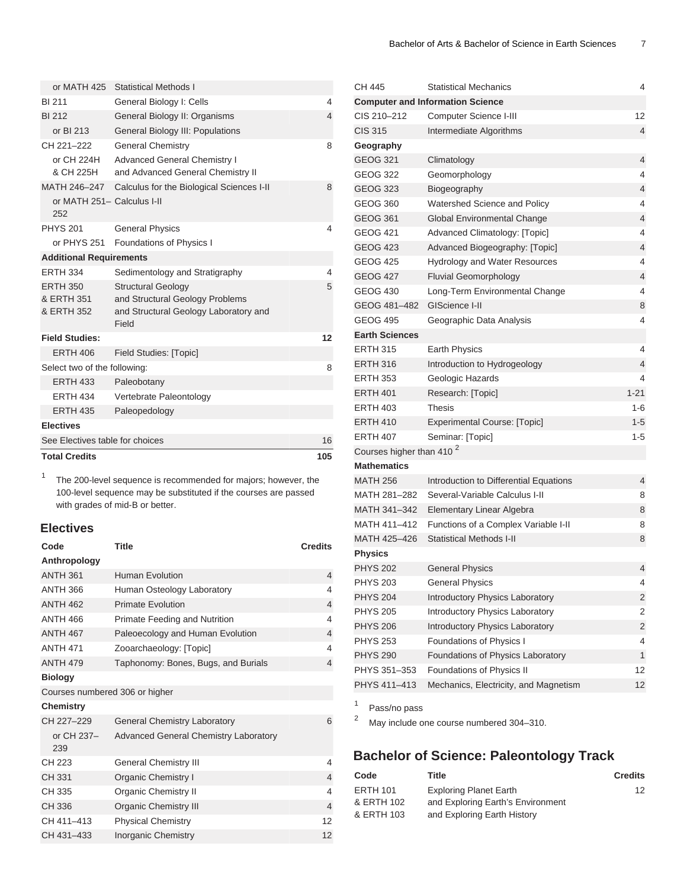| | | |
|---|---|---|
| or MATH 425 | Statistical Methods I | |
| BI 211 | General Biology I: Cells | 4 |
| BI 212 | General Biology II: Organisms | 4 |
| or BI 213 | General Biology III: Populations | |
| CH 221–222 | General Chemistry | 8 |
| or CH 224H & CH 225H | Advanced General Chemistry I and Advanced General Chemistry II | |
| MATH 246–247 | Calculus for the Biological Sciences I-II | 8 |
| or MATH 251–252 | Calculus I-II | |
| PHYS 201 | General Physics | 4 |
| or PHYS 251 | Foundations of Physics I | |
| **Additional Requirements** | | |
| ERTH 334 | Sedimentology and Stratigraphy | 4 |
| ERTH 350 & ERTH 351 & ERTH 352 | Structural Geology and Structural Geology Problems and Structural Geology Laboratory and Field | 5 |
| **Field Studies:** | | **12** |
| ERTH 406 | Field Studies: [Topic] | |
| Select two of the following: | | 8 |
| ERTH 433 | Paleobotany | |
| ERTH 434 | Vertebrate Paleontology | |
| ERTH 435 | Paleopedology | |
| **Electives** | | |
| See Electives table for choices | | 16 |
| **Total Credits** | | **105** |

1. The 200-level sequence is recommended for majors; however, the 100-level sequence may be substituted if the courses are passed with grades of mid-B or better.

## Electives

| Code | Title | Credits |
|---|---|---|
| **Anthropology** | | |
| ANTH 361 | Human Evolution | 4 |
| ANTH 366 | Human Osteology Laboratory | 4 |
| ANTH 462 | Primate Evolution | 4 |
| ANTH 466 | Primate Feeding and Nutrition | 4 |
| ANTH 467 | Paleoecology and Human Evolution | 4 |
| ANTH 471 | Zooarchaeology: [Topic] | 4 |
| ANTH 479 | Taphonomy: Bones, Bugs, and Burials | 4 |
| **Biology** | | |
| Courses numbered 306 or higher | | |
| **Chemistry** | | |
| CH 227–229 | General Chemistry Laboratory | 6 |
| or CH 237–239 | Advanced General Chemistry Laboratory | |
| CH 223 | General Chemistry III | 4 |
| CH 331 | Organic Chemistry I | 4 |
| CH 335 | Organic Chemistry II | 4 |
| CH 336 | Organic Chemistry III | 4 |
| CH 411–413 | Physical Chemistry | 12 |
| CH 431–433 | Inorganic Chemistry | 12 |
| CH 445 | Statistical Mechanics | 4 |
| **Computer and Information Science** | | |
| CIS 210–212 | Computer Science I-III | 12 |
| CIS 315 | Intermediate Algorithms | 4 |
| **Geography** | | |
| GEOG 321 | Climatology | 4 |
| GEOG 322 | Geomorphology | 4 |
| GEOG 323 | Biogeography | 4 |
| GEOG 360 | Watershed Science and Policy | 4 |
| GEOG 361 | Global Environmental Change | 4 |
| GEOG 421 | Advanced Climatology: [Topic] | 4 |
| GEOG 423 | Advanced Biogeography: [Topic] | 4 |
| GEOG 425 | Hydrology and Water Resources | 4 |
| GEOG 427 | Fluvial Geomorphology | 4 |
| GEOG 430 | Long-Term Environmental Change | 4 |
| GEOG 481–482 | GIScience I-II | 8 |
| GEOG 495 | Geographic Data Analysis | 4 |
| **Earth Sciences** | | |
| ERTH 315 | Earth Physics | 4 |
| ERTH 316 | Introduction to Hydrogeology | 4 |
| ERTH 353 | Geologic Hazards | 4 |
| ERTH 401 | Research: [Topic] | 1-21 |
| ERTH 403 | Thesis | 1-6 |
| ERTH 410 | Experimental Course: [Topic] | 1-5 |
| ERTH 407 | Seminar: [Topic] | 1-5 |
| Courses higher than 410 [2] | | |
| **Mathematics** | | |
| MATH 256 | Introduction to Differential Equations | 4 |
| MATH 281–282 | Several-Variable Calculus I-II | 8 |
| MATH 341–342 | Elementary Linear Algebra | 8 |
| MATH 411–412 | Functions of a Complex Variable I-II | 8 |
| MATH 425–426 | Statistical Methods I-II | 8 |
| **Physics** | | |
| PHYS 202 | General Physics | 4 |
| PHYS 203 | General Physics | 4 |
| PHYS 204 | Introductory Physics Laboratory | 2 |
| PHYS 205 | Introductory Physics Laboratory | 2 |
| PHYS 206 | Introductory Physics Laboratory | 2 |
| PHYS 253 | Foundations of Physics I | 4 |
| PHYS 290 | Foundations of Physics Laboratory | 1 |
| PHYS 351–353 | Foundations of Physics II | 12 |
| PHYS 411–413 | Mechanics, Electricity, and Magnetism | 12 |

1. Pass/no pass
2. May include one course numbered 304–310.

## Bachelor of Science: Paleontology Track

| Code | Title | Credits |
|---|---|---|
| ERTH 101 & ERTH 102 & ERTH 103 | Exploring Planet Earth and Exploring Earth's Environment and Exploring Earth History | 12 |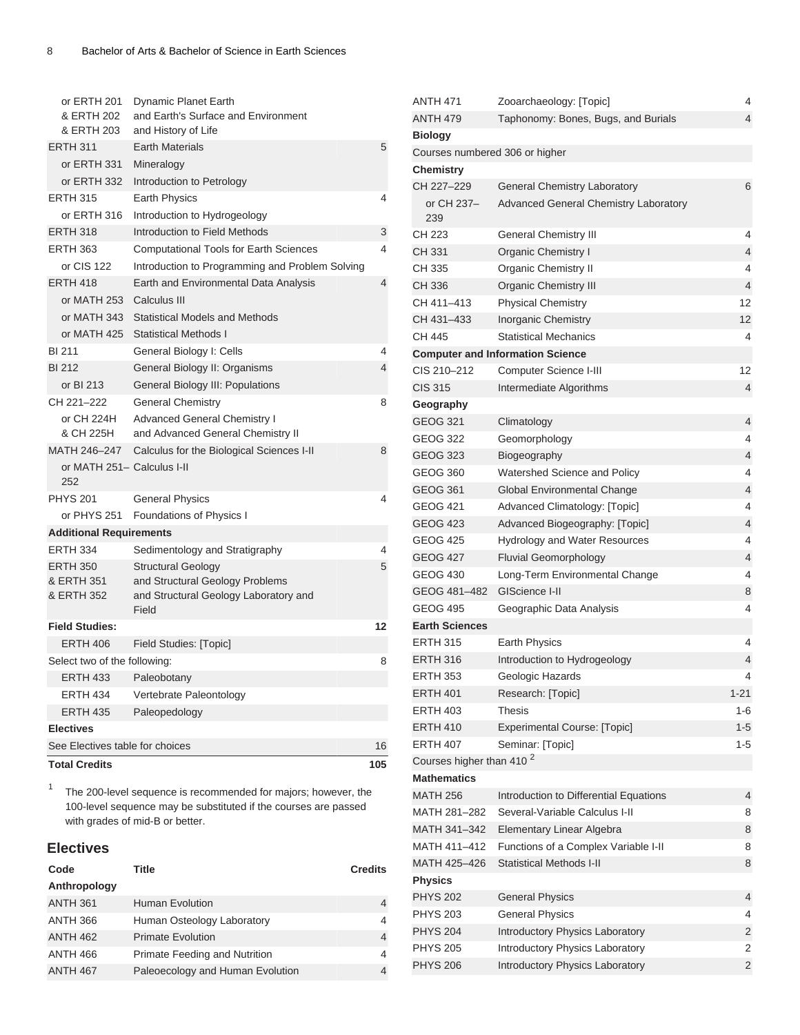| | | |
|---|---|---|
| or ERTH 201 & ERTH 202 & ERTH 203 | Dynamic Planet Earth and Earth's Surface and Environment and History of Life | |
| ERTH 311 | Earth Materials | 5 |
| or ERTH 331 | Mineralogy | |
| or ERTH 332 | Introduction to Petrology | |
| ERTH 315 | Earth Physics | 4 |
| or ERTH 316 | Introduction to Hydrogeology | |
| ERTH 318 | Introduction to Field Methods | 3 |
| ERTH 363 | Computational Tools for Earth Sciences | 4 |
| or CIS 122 | Introduction to Programming and Problem Solving | |
| ERTH 418 | Earth and Environmental Data Analysis | 4 |
| or MATH 253 | Calculus III | |
| or MATH 343 | Statistical Models and Methods | |
| or MATH 425 | Statistical Methods I | |
| BI 211 | General Biology I: Cells | 4 |
| BI 212 | General Biology II: Organisms | 4 |
| or BI 213 | General Biology III: Populations | |
| CH 221–222 | General Chemistry | 8 |
| or CH 224H & CH 225H | Advanced General Chemistry I and Advanced General Chemistry II | |
| MATH 246–247 | Calculus for the Biological Sciences I-II | 8 |
| or MATH 251–252 | Calculus I-II | |
| PHYS 201 | General Physics | 4 |
| or PHYS 251 | Foundations of Physics I | |
| **Additional Requirements** | | |
| ERTH 334 | Sedimentology and Stratigraphy | 4 |
| ERTH 350 & ERTH 351 & ERTH 352 | Structural Geology and Structural Geology Problems and Structural Geology Laboratory and Field | 5 |
| **Field Studies:** | | **12** |
| ERTH 406 | Field Studies: [Topic] | |
| Select two of the following: | | 8 |
| ERTH 433 | Paleobotany | |
| ERTH 434 | Vertebrate Paleontology | |
| ERTH 435 | Paleopedology | |
| **Electives** | | |
| See Electives table for choices | | 16 |
| **Total Credits** | | **105** |

1 The 200-level sequence is recommended for majors; however, the 100-level sequence may be substituted if the courses are passed with grades of mid-B or better.

## Electives

| Code | Title | Credits |
|---|---|---|
| **Anthropology** | | |
| ANTH 361 | Human Evolution | 4 |
| ANTH 366 | Human Osteology Laboratory | 4 |
| ANTH 462 | Primate Evolution | 4 |
| ANTH 466 | Primate Feeding and Nutrition | 4 |
| ANTH 467 | Paleoecology and Human Evolution | 4 |
| ANTH 471 | Zooarchaeology: [Topic] | 4 |
| ANTH 479 | Taphonomy: Bones, Bugs, and Burials | 4 |
| **Biology** | | |
| Courses numbered 306 or higher | | |
| **Chemistry** | | |
| CH 227–229 | General Chemistry Laboratory | 6 |
| or CH 237–239 | Advanced General Chemistry Laboratory | |
| CH 223 | General Chemistry III | 4 |
| CH 331 | Organic Chemistry I | 4 |
| CH 335 | Organic Chemistry II | 4 |
| CH 336 | Organic Chemistry III | 4 |
| CH 411–413 | Physical Chemistry | 12 |
| CH 431–433 | Inorganic Chemistry | 12 |
| CH 445 | Statistical Mechanics | 4 |
| **Computer and Information Science** | | |
| CIS 210–212 | Computer Science I-III | 12 |
| CIS 315 | Intermediate Algorithms | 4 |
| **Geography** | | |
| GEOG 321 | Climatology | 4 |
| GEOG 322 | Geomorphology | 4 |
| GEOG 323 | Biogeography | 4 |
| GEOG 360 | Watershed Science and Policy | 4 |
| GEOG 361 | Global Environmental Change | 4 |
| GEOG 421 | Advanced Climatology: [Topic] | 4 |
| GEOG 423 | Advanced Biogeography: [Topic] | 4 |
| GEOG 425 | Hydrology and Water Resources | 4 |
| GEOG 427 | Fluvial Geomorphology | 4 |
| GEOG 430 | Long-Term Environmental Change | 4 |
| GEOG 481–482 | GIScience I-II | 8 |
| GEOG 495 | Geographic Data Analysis | 4 |
| **Earth Sciences** | | |
| ERTH 315 | Earth Physics | 4 |
| ERTH 316 | Introduction to Hydrogeology | 4 |
| ERTH 353 | Geologic Hazards | 4 |
| ERTH 401 | Research: [Topic] | 1-21 |
| ERTH 403 | Thesis | 1-6 |
| ERTH 410 | Experimental Course: [Topic] | 1-5 |
| ERTH 407 | Seminar: [Topic] | 1-5 |
| Courses higher than 410 [2] | | |
| **Mathematics** | | |
| MATH 256 | Introduction to Differential Equations | 4 |
| MATH 281–282 | Several-Variable Calculus I-II | 8 |
| MATH 341–342 | Elementary Linear Algebra | 8 |
| MATH 411–412 | Functions of a Complex Variable I-II | 8 |
| MATH 425–426 | Statistical Methods I-II | 8 |
| **Physics** | | |
| PHYS 202 | General Physics | 4 |
| PHYS 203 | General Physics | 4 |
| PHYS 204 | Introductory Physics Laboratory | 2 |
| PHYS 205 | Introductory Physics Laboratory | 2 |
| PHYS 206 | Introductory Physics Laboratory | 2 |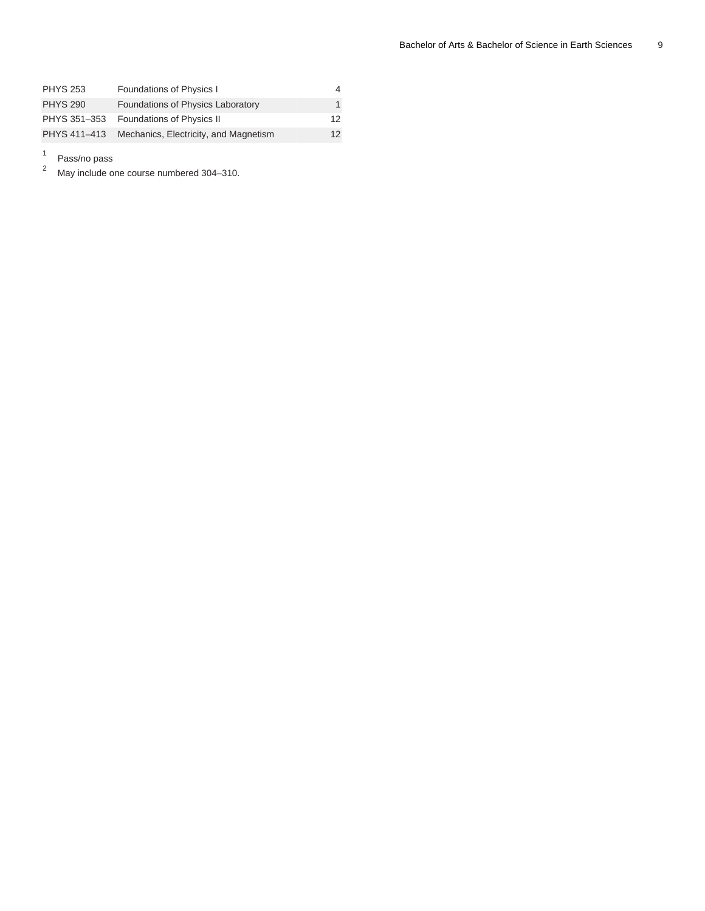| | | |
|---|---|---|
| PHYS 253 | Foundations of Physics I | 4 |
| PHYS 290 | Foundations of Physics Laboratory | 1 |
| PHYS 351–353 | Foundations of Physics II | 12 |
| PHYS 411–413 | Mechanics, Electricity, and Magnetism | 12 |

[1] Pass/no pass

[2] May include one course numbered 304–310.